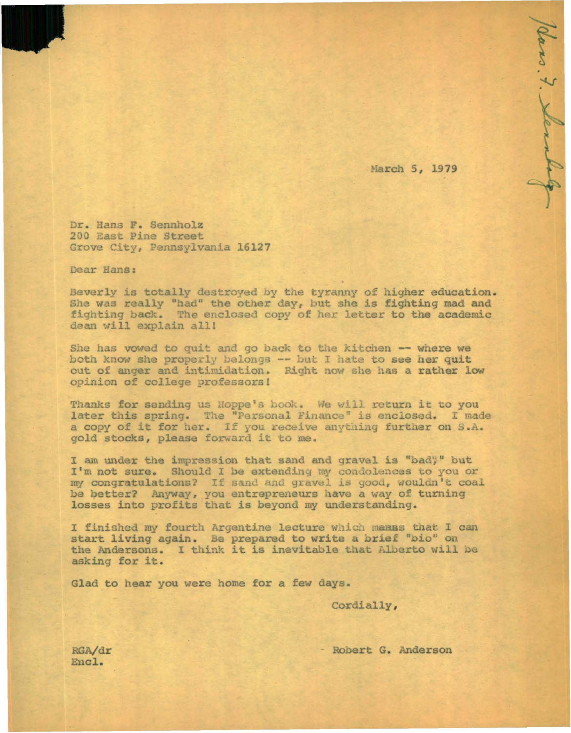Hans F. Sennholz

March 5, 1979

Dr. Hans F. Sennholz
200 East Pine Street
Grove City, Pennsylvania 16127

Dear Hans:

Beverly is totally destroyed by the tyranny of higher education. She was really "had" the other day, but she is fighting mad and fighting back. The enclosed copy of her letter to the academic dean will explain all!

She has vowed to quit and go back to the kitchen -- where we both know she properly belongs -- but I hate to see her quit out of anger and intimidation. Right now she has a rather low opinion of college professors!

Thanks for sending us Hoppe's book. We will return it to you later this spring. The "Personal Finance" is enclosed. I made a copy of it for her. If you receive anything further on S.A. gold stocks, please forward it to me.

I am under the impression that sand and gravel is "bad," but I'm not sure. Should I be extending my condolences to you or my congratulations? If sand and gravel is good, wouldn't coal be better? Anyway, you entrepreneurs have a way of turning losses into profits that is beyond my understanding.

I finished my fourth Argentine lecture which means that I can start living again. Be prepared to write a brief "bio" on the Andersons. I think it is inevitable that Alberto will be asking for it.

Glad to hear you were home for a few days.

Cordially,

Robert G. Anderson

RGA/dr
Encl.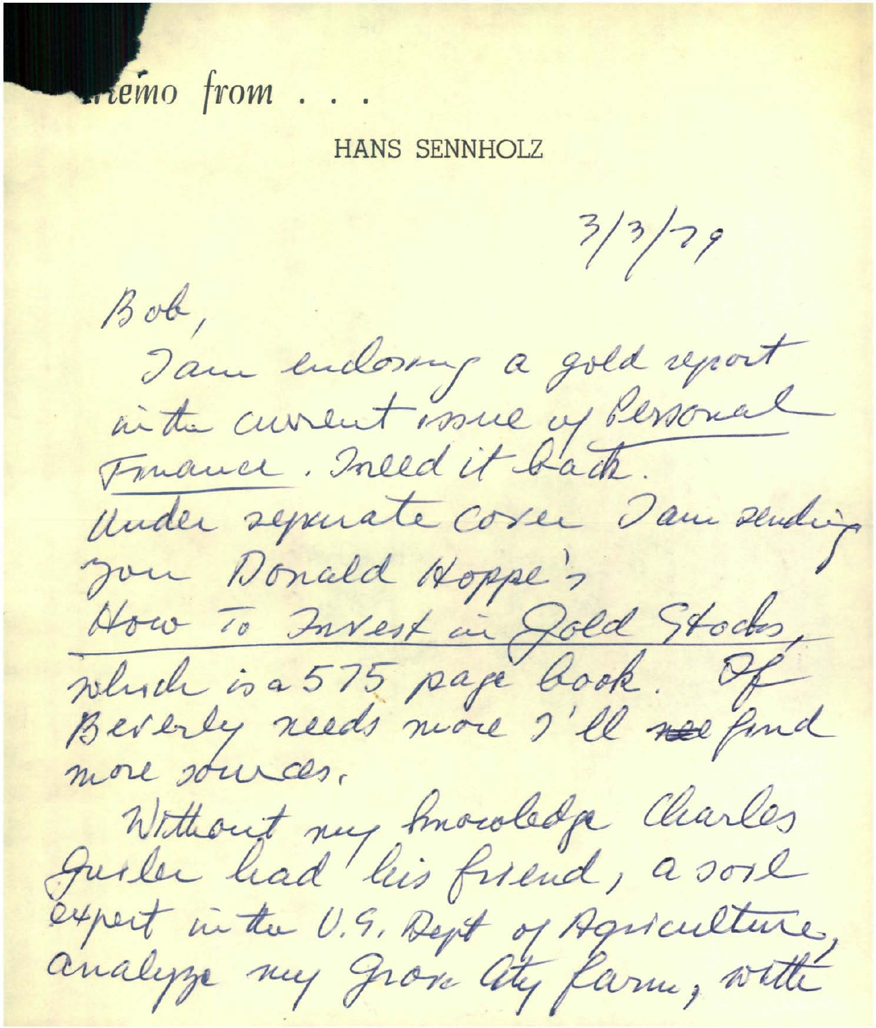*memo from . . .*

HANS SENNHOLZ

3/3/79

Bob,

I am enclosing a gold report in the current issue of Personal Finance. I need it back.

Under separate cover I am sending you Donald Hoppe's How To Invest in Gold Stocks, which is a 575 page book. If Beverly needs more I'll ~~see~~ find more sources.

Without my knowledge Charles Guilor had his friend, a soil expert in the U.S. Dept of Agriculture, analyze my Grove City farm, with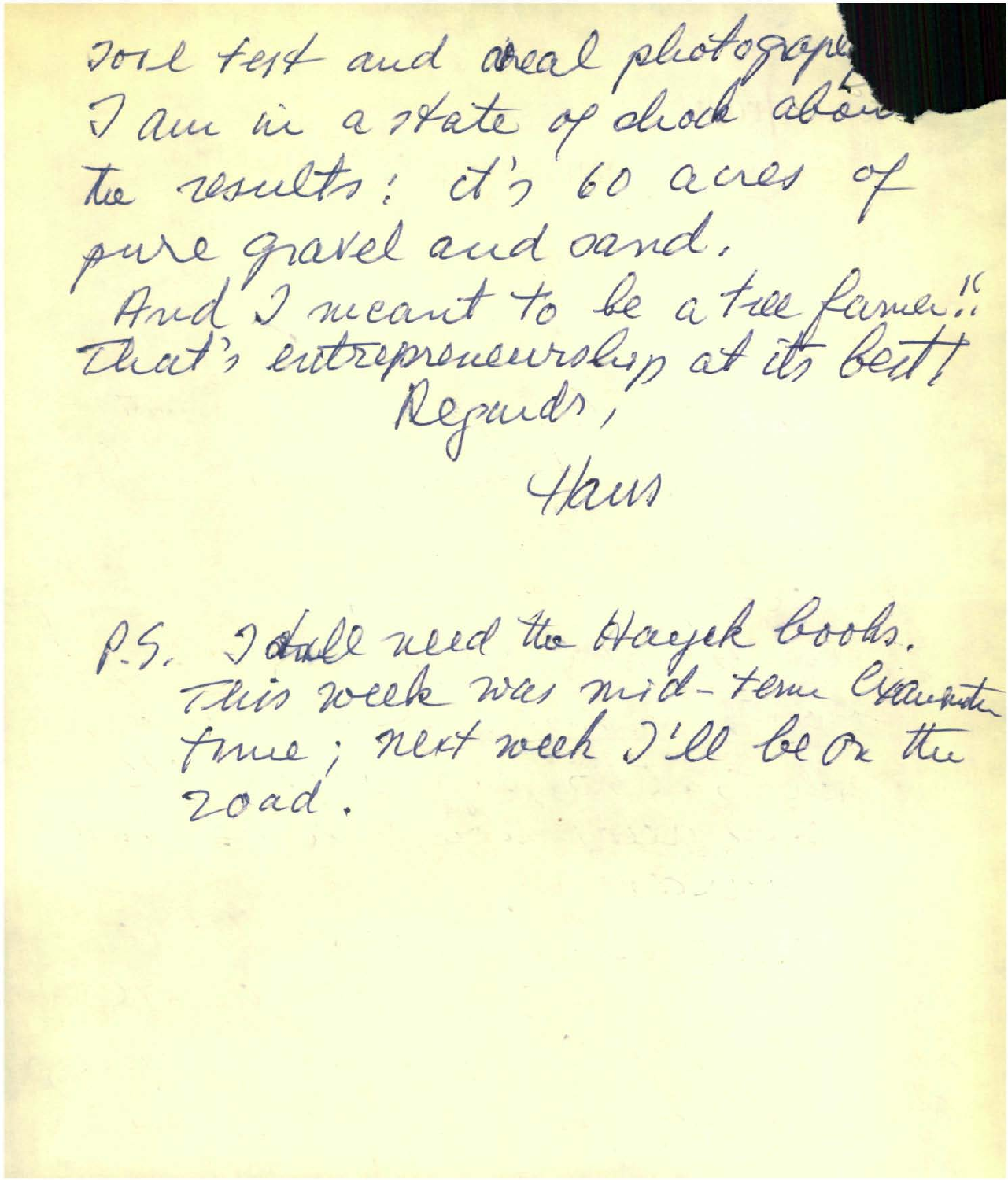soil test and aerial photograph
I am in a state of shock about
the results: it's 60 acres of
pure gravel and sand.
And I meant to be a tree farmer!!
That's entrepreneurship at its best!

Regards,

Hans

P.S. I still need the Hayek books.
This week was mid-term examination
time; next week I'll be on the
road.